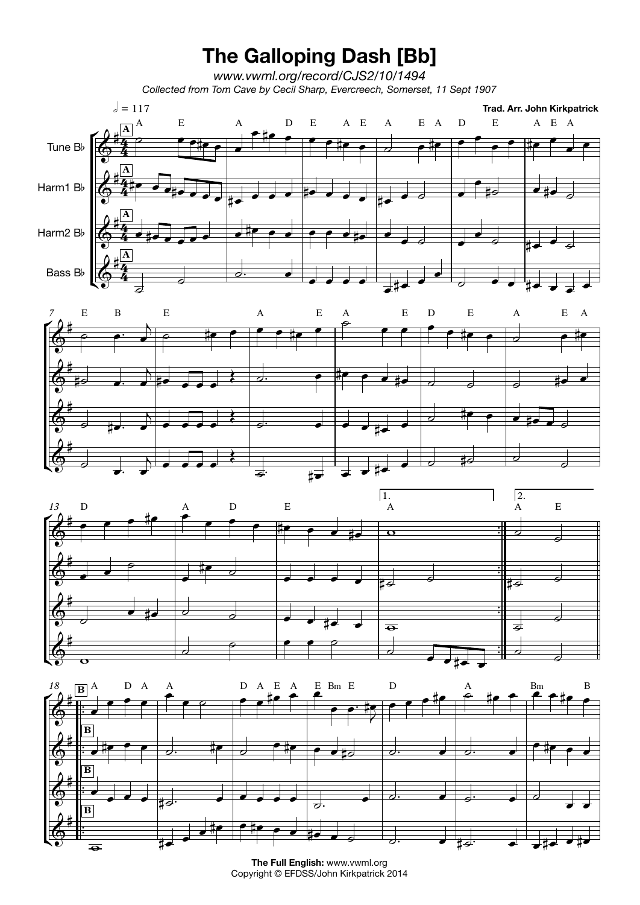# The Galloping Dash [Bb]

*www.vwml.org/record/CJS2/10/1494*

*Collected from Tom Cave by Cecil Sharp, Evercreech, Somerset, 11 Sept 1907*

**Trad. Arr. John Kirkpatrick**

**The Full English:** www.vwml.org
Copyright © EFDSS/John Kirkpatrick 2014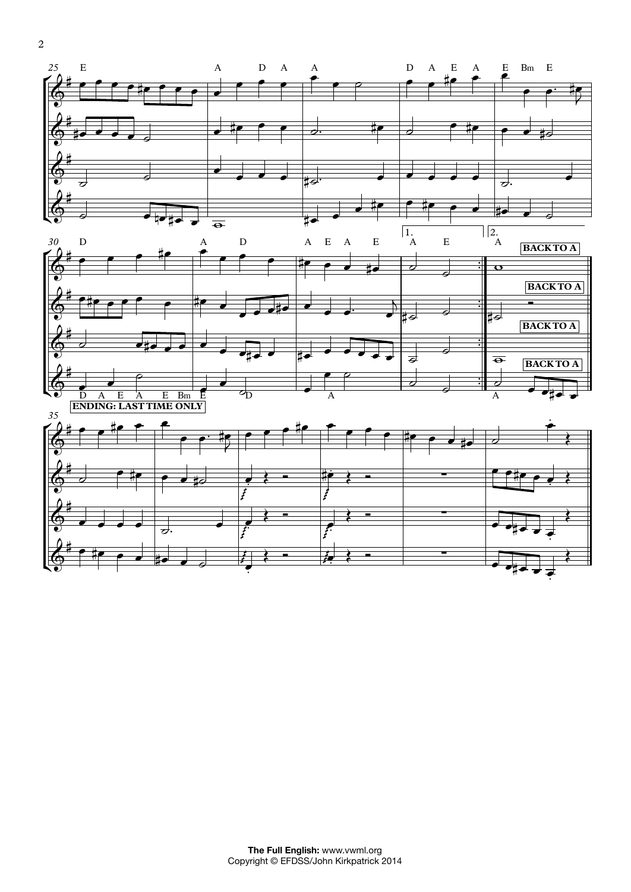The Full English: www.vwml.org
Copyright © EFDSS/John Kirkpatrick 2014